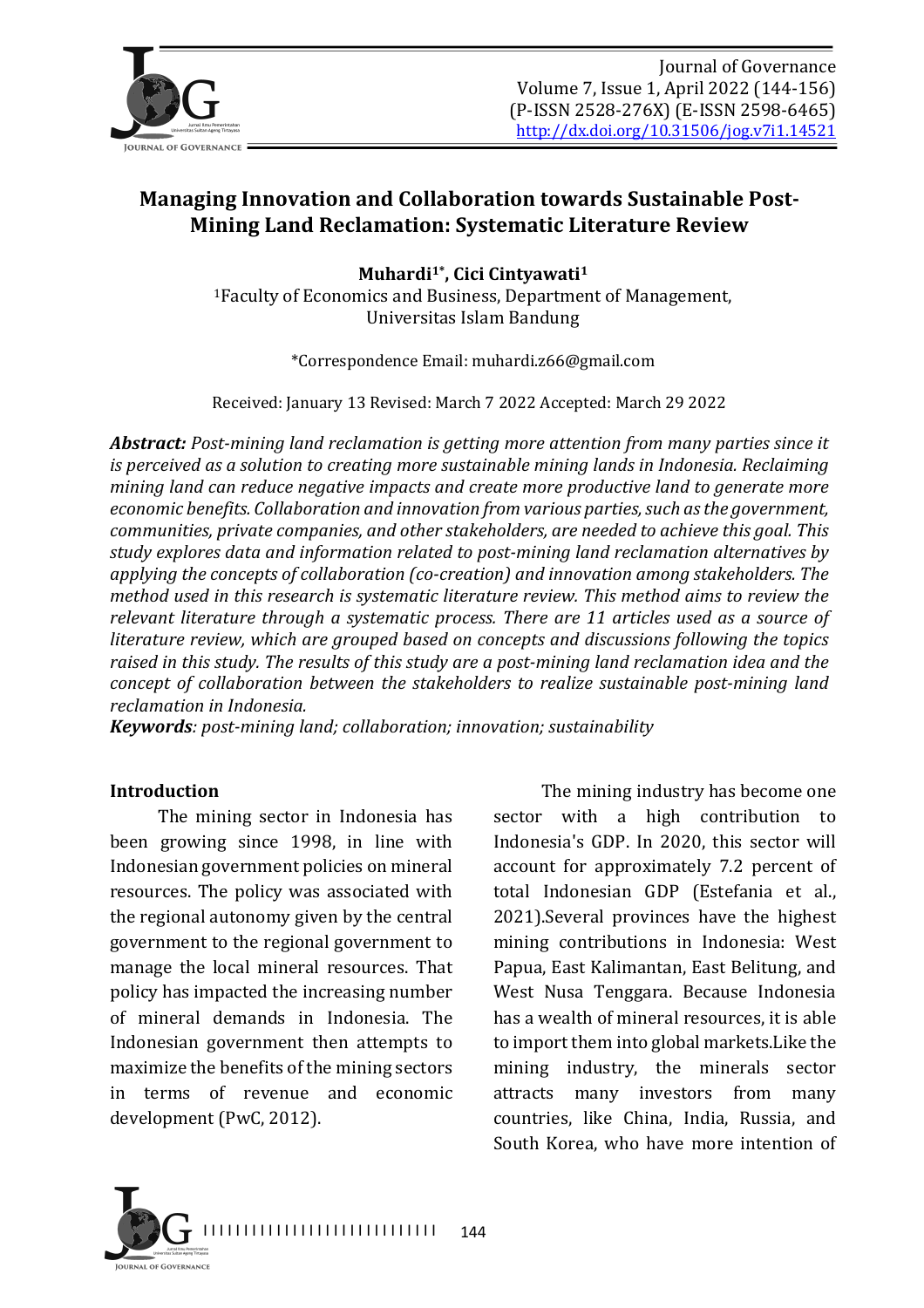# Managing Innovation and Collaboration towards Sustainable Post-Mining Land Reclamation: Systematic Literature Review

**Muhardi[1*], Cici Cintyawati[1]**

[1]Faculty of Economics and Business, Department of Management, Universitas Islam Bandung

*Correspondence Email: muhardi.z66@gmail.com

Received: January 13 Revised: March 7 2022 Accepted: March 29 2022

***Abstract:*** *Post-mining land reclamation is getting more attention from many parties since it is perceived as a solution to creating more sustainable mining lands in Indonesia. Reclaiming mining land can reduce negative impacts and create more productive land to generate more economic benefits. Collaboration and innovation from various parties, such as the government, communities, private companies, and other stakeholders, are needed to achieve this goal. This study explores data and information related to post-mining land reclamation alternatives by applying the concepts of collaboration (co-creation) and innovation among stakeholders. The method used in this research is systematic literature review. This method aims to review the relevant literature through a systematic process. There are 11 articles used as a source of literature review, which are grouped based on concepts and discussions following the topics raised in this study. The results of this study are a post-mining land reclamation idea and the concept of collaboration between the stakeholders to realize sustainable post-mining land reclamation in Indonesia.*

***Keywords****: post-mining land; collaboration; innovation; sustainability*

## Introduction

The mining sector in Indonesia has been growing since 1998, in line with Indonesian government policies on mineral resources. The policy was associated with the regional autonomy given by the central government to the regional government to manage the local mineral resources. That policy has impacted the increasing number of mineral demands in Indonesia. The Indonesian government then attempts to maximize the benefits of the mining sectors in terms of revenue and economic development (PwC, 2012).

The mining industry has become one sector with a high contribution to Indonesia's GDP. In 2020, this sector will account for approximately 7.2 percent of total Indonesian GDP (Estefania et al., 2021).Several provinces have the highest mining contributions in Indonesia: West Papua, East Kalimantan, East Belitung, and West Nusa Tenggara. Because Indonesia has a wealth of mineral resources, it is able to import them into global markets.Like the mining industry, the minerals sector attracts many investors from many countries, like China, India, Russia, and South Korea, who have more intention of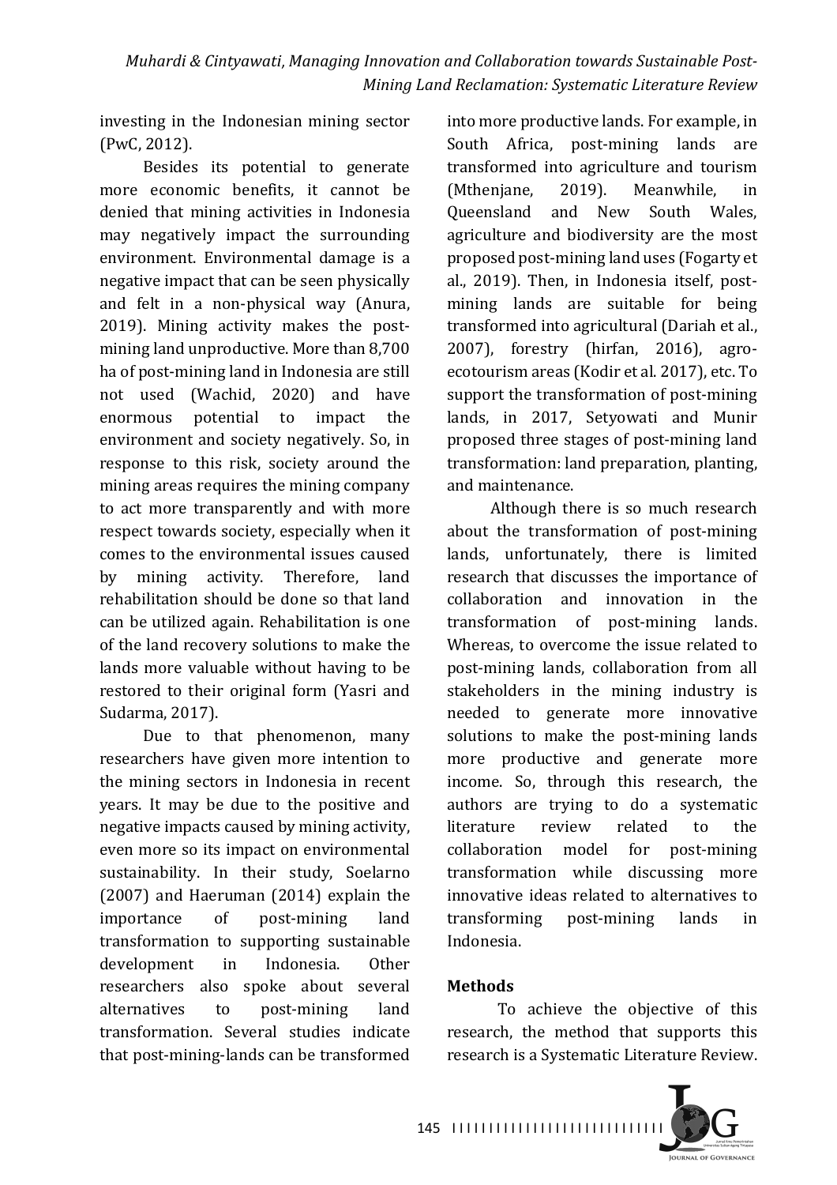investing in the Indonesian mining sector (PwC, 2012).

Besides its potential to generate more economic benefits, it cannot be denied that mining activities in Indonesia may negatively impact the surrounding environment. Environmental damage is a negative impact that can be seen physically and felt in a non-physical way (Anura, 2019). Mining activity makes the post-mining land unproductive. More than 8,700 ha of post-mining land in Indonesia are still not used (Wachid, 2020) and have enormous potential to impact the environment and society negatively. So, in response to this risk, society around the mining areas requires the mining company to act more transparently and with more respect towards society, especially when it comes to the environmental issues caused by mining activity. Therefore, land rehabilitation should be done so that land can be utilized again. Rehabilitation is one of the land recovery solutions to make the lands more valuable without having to be restored to their original form (Yasri and Sudarma, 2017).

Due to that phenomenon, many researchers have given more intention to the mining sectors in Indonesia in recent years. It may be due to the positive and negative impacts caused by mining activity, even more so its impact on environmental sustainability. In their study, Soelarno (2007) and Haeruman (2014) explain the importance of post-mining land transformation to supporting sustainable development in Indonesia. Other researchers also spoke about several alternatives to post-mining land transformation. Several studies indicate that post-mining-lands can be transformed into more productive lands. For example, in South Africa, post-mining lands are transformed into agriculture and tourism (Mthenjane, 2019). Meanwhile, in Queensland and New South Wales, agriculture and biodiversity are the most proposed post-mining land uses (Fogarty et al., 2019). Then, in Indonesia itself, post-mining lands are suitable for being transformed into agricultural (Dariah et al., 2007), forestry (hirfan, 2016), agro-ecotourism areas (Kodir et al. 2017), etc. To support the transformation of post-mining lands, in 2017, Setyowati and Munir proposed three stages of post-mining land transformation: land preparation, planting, and maintenance.

Although there is so much research about the transformation of post-mining lands, unfortunately, there is limited research that discusses the importance of collaboration and innovation in the transformation of post-mining lands. Whereas, to overcome the issue related to post-mining lands, collaboration from all stakeholders in the mining industry is needed to generate more innovative solutions to make the post-mining lands more productive and generate more income. So, through this research, the authors are trying to do a systematic literature review related to the collaboration model for post-mining transformation while discussing more innovative ideas related to alternatives to transforming post-mining lands in Indonesia.

## Methods

To achieve the objective of this research, the method that supports this research is a Systematic Literature Review.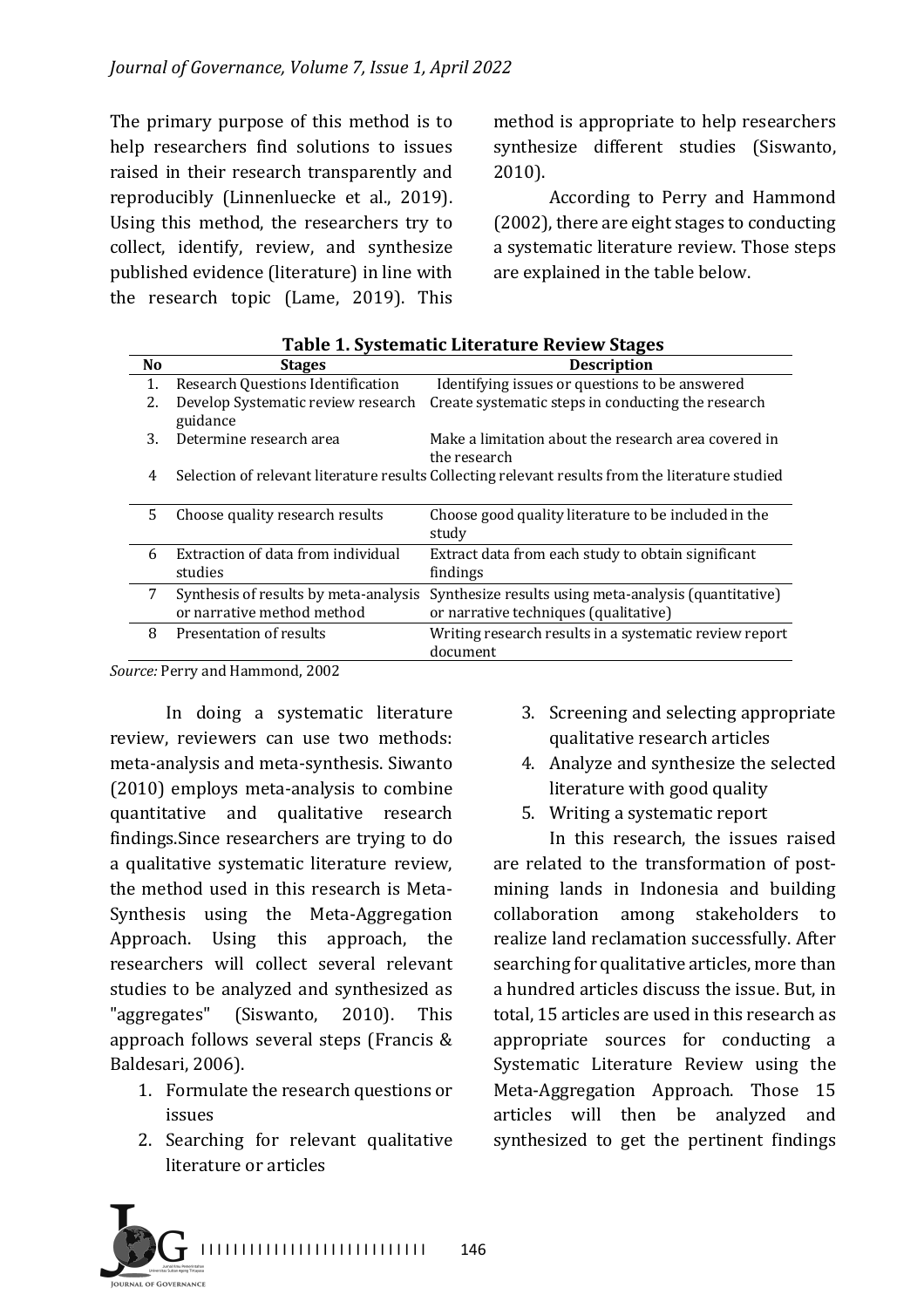The primary purpose of this method is to help researchers find solutions to issues raised in their research transparently and reproducibly (Linnenluecke et al., 2019). Using this method, the researchers try to collect, identify, review, and synthesize published evidence (literature) in line with the research topic (Lame, 2019). This method is appropriate to help researchers synthesize different studies (Siswanto, 2010).

According to Perry and Hammond (2002), there are eight stages to conducting a systematic literature review. Those steps are explained in the table below.

**Table 1. Systematic Literature Review Stages**

| No | Stages | Description |
|---|---|---|
| 1. | Research Questions Identification | Identifying issues or questions to be answered |
| 2. | Develop Systematic review research guidance | Create systematic steps in conducting the research |
| 3. | Determine research area | Make a limitation about the research area covered in the research |
| 4 | Selection of relevant literature results | Collecting relevant results from the literature studied |
| 5 | Choose quality research results | Choose good quality literature to be included in the study |
| 6 | Extraction of data from individual studies | Extract data from each study to obtain significant findings |
| 7 | Synthesis of results by meta-analysis or narrative method method | Synthesize results using meta-analysis (quantitative) or narrative techniques (qualitative) |
| 8 | Presentation of results | Writing research results in a systematic review report document |

*Source:* Perry and Hammond, 2002

In doing a systematic literature review, reviewers can use two methods: meta-analysis and meta-synthesis. Siwanto (2010) employs meta-analysis to combine quantitative and qualitative research findings.Since researchers are trying to do a qualitative systematic literature review, the method used in this research is Meta-Synthesis using the Meta-Aggregation Approach. Using this approach, the researchers will collect several relevant studies to be analyzed and synthesized as "aggregates" (Siswanto, 2010). This approach follows several steps (Francis & Baldesari, 2006).

1. Formulate the research questions or issues
2. Searching for relevant qualitative literature or articles
3. Screening and selecting appropriate qualitative research articles
4. Analyze and synthesize the selected literature with good quality
5. Writing a systematic report

In this research, the issues raised are related to the transformation of post-mining lands in Indonesia and building collaboration among stakeholders to realize land reclamation successfully. After searching for qualitative articles, more than a hundred articles discuss the issue. But, in total, 15 articles are used in this research as appropriate sources for conducting a Systematic Literature Review using the Meta-Aggregation Approach. Those 15 articles will then be analyzed and synthesized to get the pertinent findings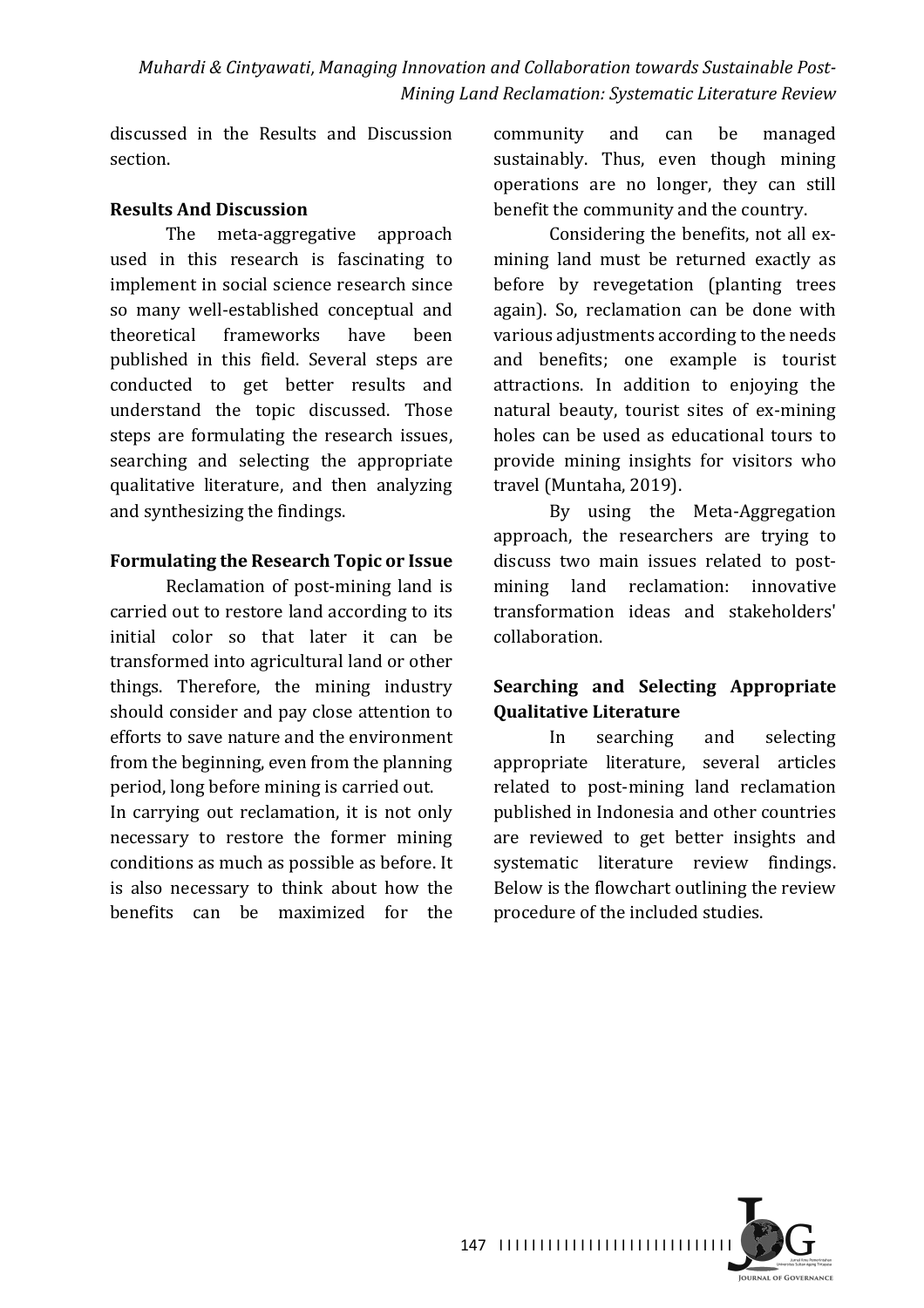discussed in the Results and Discussion section.

## Results And Discussion

The meta-aggregative approach used in this research is fascinating to implement in social science research since so many well-established conceptual and theoretical frameworks have been published in this field. Several steps are conducted to get better results and understand the topic discussed. Those steps are formulating the research issues, searching and selecting the appropriate qualitative literature, and then analyzing and synthesizing the findings.

### Formulating the Research Topic or Issue

Reclamation of post-mining land is carried out to restore land according to its initial color so that later it can be transformed into agricultural land or other things. Therefore, the mining industry should consider and pay close attention to efforts to save nature and the environment from the beginning, even from the planning period, long before mining is carried out.

In carrying out reclamation, it is not only necessary to restore the former mining conditions as much as possible as before. It is also necessary to think about how the benefits can be maximized for the community and can be managed sustainably. Thus, even though mining operations are no longer, they can still benefit the community and the country.

Considering the benefits, not all ex-mining land must be returned exactly as before by revegetation (planting trees again). So, reclamation can be done with various adjustments according to the needs and benefits; one example is tourist attractions. In addition to enjoying the natural beauty, tourist sites of ex-mining holes can be used as educational tours to provide mining insights for visitors who travel (Muntaha, 2019).

By using the Meta-Aggregation approach, the researchers are trying to discuss two main issues related to post-mining land reclamation: innovative transformation ideas and stakeholders' collaboration.

### Searching and Selecting Appropriate Qualitative Literature

In searching and selecting appropriate literature, several articles related to post-mining land reclamation published in Indonesia and other countries are reviewed to get better insights and systematic literature review findings. Below is the flowchart outlining the review procedure of the included studies.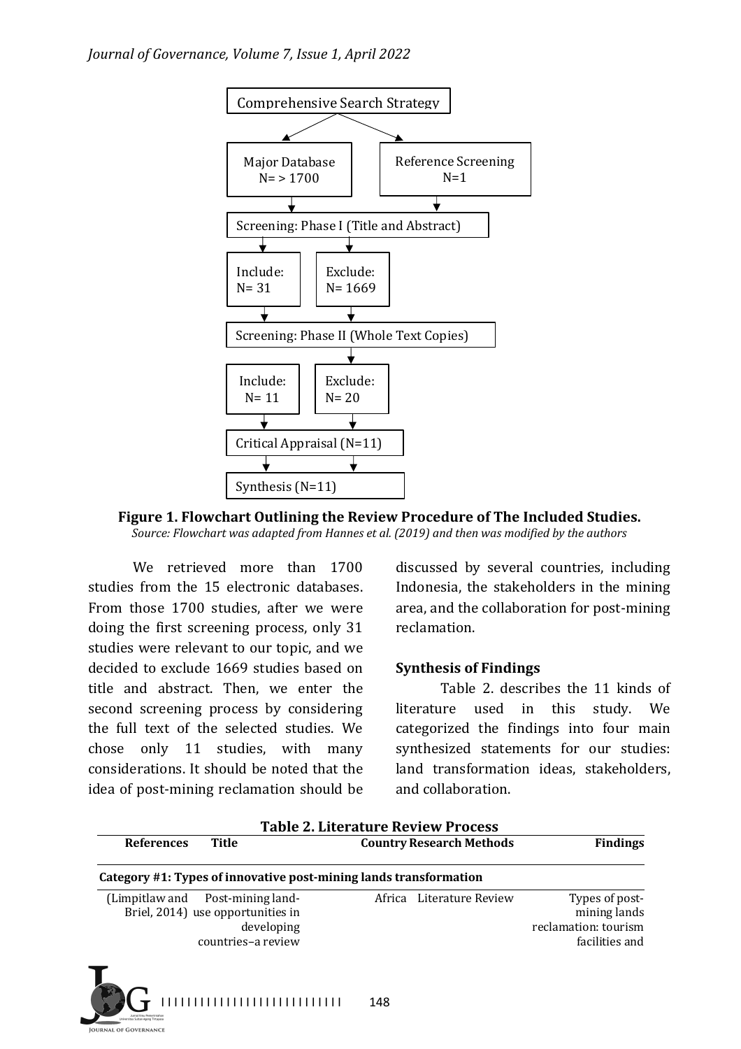Comprehensive Search Strategy

Major Database N= > 1700

Reference Screening N=1

Screening: Phase I (Title and Abstract)

Include: N= 31

Exclude: N= 1669

Screening: Phase II (Whole Text Copies)

Include: N= 11

Exclude: N= 20

Critical Appraisal (N=11)

Synthesis (N=11)

**Figure 1. Flowchart Outlining the Review Procedure of The Included Studies.**
*Source: Flowchart was adapted from Hannes et al. (2019) and then was modified by the authors*

We retrieved more than 1700 studies from the 15 electronic databases. From those 1700 studies, after we were doing the first screening process, only 31 studies were relevant to our topic, and we decided to exclude 1669 studies based on title and abstract. Then, we enter the second screening process by considering the full text of the selected studies. We chose only 11 studies, with many considerations. It should be noted that the idea of post-mining reclamation should be discussed by several countries, including Indonesia, the stakeholders in the mining area, and the collaboration for post-mining reclamation.

**Synthesis of Findings**

Table 2. describes the 11 kinds of literature used in this study. We categorized the findings into four main synthesized statements for our studies: land transformation ideas, stakeholders, and collaboration.

**Table 2. Literature Review Process**

| References | Title | Country | Research Methods | Findings |
|---|---|---|---|---|
| **Category #1: Types of innovative post-mining lands transformation** | | | | |
| (Limpitlaw and Briel, 2014) | Post-mining land-use opportunities in developing countries–a review | Africa | Literature Review | Types of post-mining lands reclamation: tourism facilities and |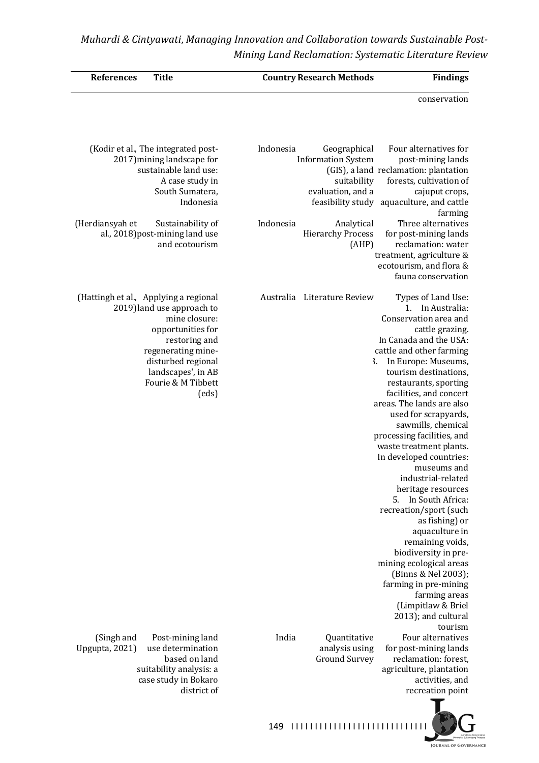| References | Title | Country | Research Methods | Findings |
|---|---|---|---|---|
| | | | | conservation |
| (Kodir et al., 2017) | The integrated post-mining landscape for sustainable land use: A case study in South Sumatera, Indonesia | Indonesia | Geographical Information System (GIS), a land suitability evaluation, and a feasibility study | Four alternatives for post-mining lands reclamation: plantation forests, cultivation of cajuput crops, aquaculture, and cattle farming |
| (Herdiansyah et al., 2018) | Sustainability of post-mining land use and ecotourism | Indonesia | Analytical Hierarchy Process (AHP) | Three alternatives for post-mining lands reclamation: water treatment, agriculture & ecotourism, and flora & fauna conservation |
| (Hattingh et al., 2019) | Applying a regional land use approach to mine closure: opportunities for restoring and regenerating mine-disturbed regional landscapes', in AB Fourie & M Tibbett (eds) | Australia | Literature Review | Types of Land Use: 1. In Australia: Conservation area and cattle grazing. In Canada and the USA: cattle and other farming 3. In Europe: Museums, tourism destinations, restaurants, sporting facilities, and concert areas. The lands are also used for scrapyards, sawmills, chemical processing facilities, and waste treatment plants. In developed countries: museums and industrial-related heritage resources 5. In South Africa: recreation/sport (such as fishing) or aquaculture in remaining voids, biodiversity in pre-mining ecological areas (Binns & Nel 2003); farming in pre-mining farming areas (Limpitlaw & Briel 2013); and cultural tourism |
| (Singh and Upgupta, 2021) | Post-mining land use determination based on land suitability analysis: a case study in Bokaro district of | India | Quantitative analysis using Ground Survey | Four alternatives for post-mining lands reclamation: forest, agriculture, plantation activities, and recreation point |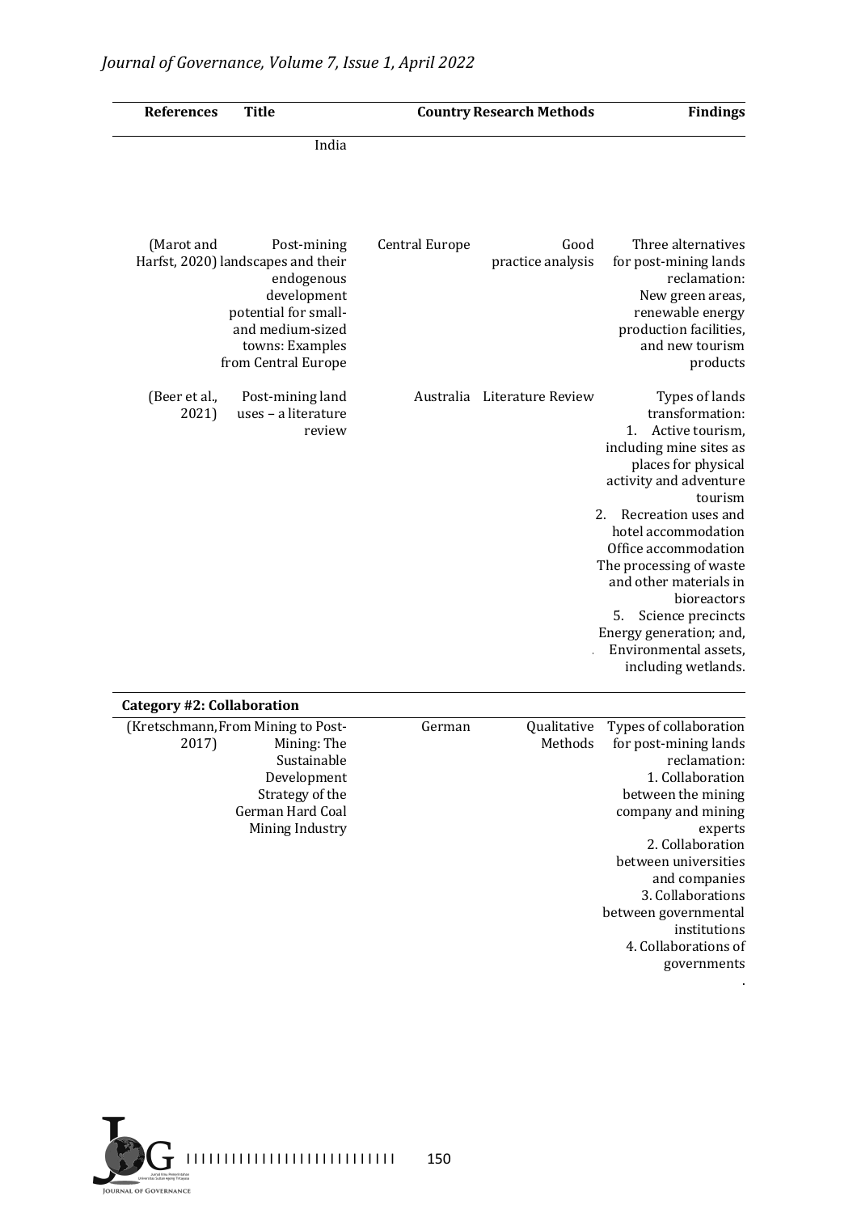| References | Title | Country | Research Methods | Findings |
|---|---|---|---|---|
| | India | | | |
| (Marot and Harfst, 2020) | Post-mining landscapes and their endogenous development potential for small- and medium-sized towns: Examples from Central Europe | Central Europe | Good practice analysis | Three alternatives for post-mining lands reclamation: New green areas, renewable energy production facilities, and new tourism products |
| (Beer et al., 2021) | Post-mining land uses – a literature review | Australia | Literature Review | Types of lands transformation: 1. Active tourism, including mine sites as places for physical activity and adventure tourism 2. Recreation uses and hotel accommodation Office accommodation The processing of waste and other materials in bioreactors 5. Science precincts Energy generation; and, Environmental assets, including wetlands. |
| **Category #2: Collaboration** | | | | |
| (Kretschmann, 2017) | From Mining to Post-Mining: The Sustainable Development Strategy of the German Hard Coal Mining Industry | German | Qualitative Methods | Types of collaboration for post-mining lands reclamation: 1. Collaboration between the mining company and mining experts 2. Collaboration between universities and companies 3. Collaborations between governmental institutions 4. Collaborations of governments |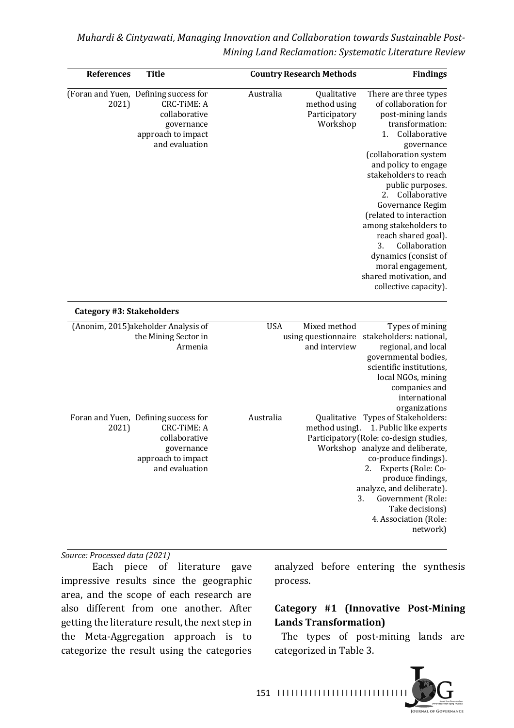| References | Title | Country | Research Methods | Findings |
|---|---|---|---|---|
| (Foran and Yuen, 2021) | Defining success for CRC-TiME: A collaborative governance approach to impact and evaluation | Australia | Qualitative method using Participatory Workshop | There are three types of collaboration for post-mining lands transformation: 1. Collaborative governance (collaboration system and policy to engage stakeholders to reach public purposes. 2. Collaborative Governance Regim (related to interaction among stakeholders to reach shared goal). 3. Collaboration dynamics (consist of moral engagement, shared motivation, and collective capacity). |
| **Category #3: Stakeholders** | | | | |
| (Anonim, 2015) | akeholder Analysis of the Mining Sector in Armenia | USA | Mixed method using questionnaire and interview | Types of mining stakeholders: national, regional, and local governmental bodies, scientific institutions, local NGOs, mining companies and international organizations |
| Foran and Yuen, 2021) | Defining success for CRC-TiME: A collaborative governance approach to impact and evaluation | Australia | Qualitative method using Participatory Workshop | Types of Stakeholders: 1. Public like experts (Role: co-design studies, analyze and deliberate, co-produce findings). 2. Experts (Role: Co-produce findings, analyze, and deliberate). 3. Government (Role: Take decisions) 4. Association (Role: network) |

*Source: Processed data (2021)*

Each piece of literature gave impressive results since the geographic area, and the scope of each research are also different from one another. After getting the literature result, the next step in the Meta-Aggregation approach is to categorize the result using the categories analyzed before entering the synthesis process.

**Category #1 (Innovative Post-Mining Lands Transformation)**

The types of post-mining lands are categorized in Table 3.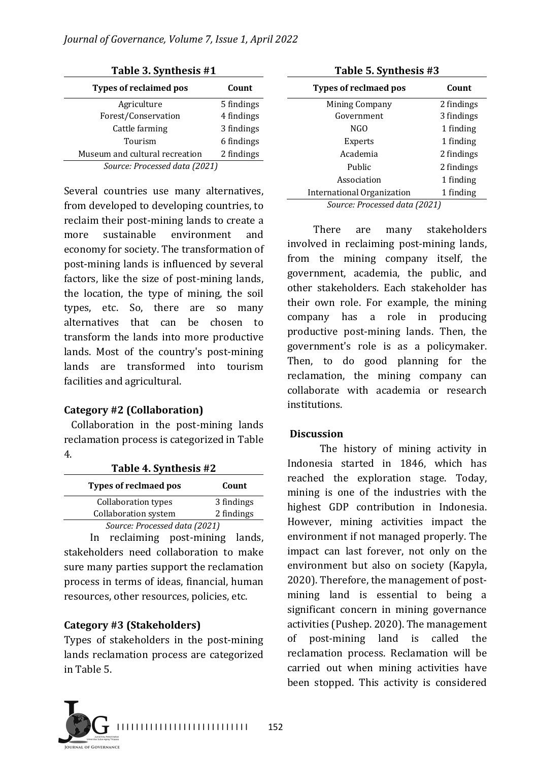**Table 3. Synthesis #1**

| Types of reclaimed pos | Count |
|---|---|
| Agriculture | 5 findings |
| Forest/Conservation | 4 findings |
| Cattle farming | 3 findings |
| Tourism | 6 findings |
| Museum and cultural recreation | 2 findings |

*Source: Processed data (2021)*

Several countries use many alternatives, from developed to developing countries, to reclaim their post-mining lands to create a more sustainable environment and economy for society. The transformation of post-mining lands is influenced by several factors, like the size of post-mining lands, the location, the type of mining, the soil types, etc. So, there are so many alternatives that can be chosen to transform the lands into more productive lands. Most of the country's post-mining lands are transformed into tourism facilities and agricultural.

**Category #2 (Collaboration)**

Collaboration in the post-mining lands reclamation process is categorized in Table 4.

**Table 4. Synthesis #2**

| Types of reclmaed pos | Count |
|---|---|
| Collaboration types | 3 findings |
| Collaboration system | 2 findings |

*Source: Processed data (2021)*

In reclaiming post-mining lands, stakeholders need collaboration to make sure many parties support the reclamation process in terms of ideas, financial, human resources, other resources, policies, etc.

**Category #3 (Stakeholders)**

Types of stakeholders in the post-mining lands reclamation process are categorized in Table 5.

**Table 5. Synthesis #3**

| Types of reclmaed pos | Count |
|---|---|
| Mining Company | 2 findings |
| Government | 3 findings |
| NGO | 1 finding |
| Experts | 1 finding |
| Academia | 2 findings |
| Public | 2 findings |
| Association | 1 finding |
| International Organization | 1 finding |

*Source: Processed data (2021)*

There are many stakeholders involved in reclaiming post-mining lands, from the mining company itself, the government, academia, the public, and other stakeholders. Each stakeholder has their own role. For example, the mining company has a role in producing productive post-mining lands. Then, the government's role is as a policymaker. Then, to do good planning for the reclamation, the mining company can collaborate with academia or research institutions.

**Discussion**

The history of mining activity in Indonesia started in 1846, which has reached the exploration stage. Today, mining is one of the industries with the highest GDP contribution in Indonesia. However, mining activities impact the environment if not managed properly. The impact can last forever, not only on the environment but also on society (Kapyla, 2020). Therefore, the management of post-mining land is essential to being a significant concern in mining governance activities (Pushep. 2020). The management of post-mining land is called the reclamation process. Reclamation will be carried out when mining activities have been stopped. This activity is considered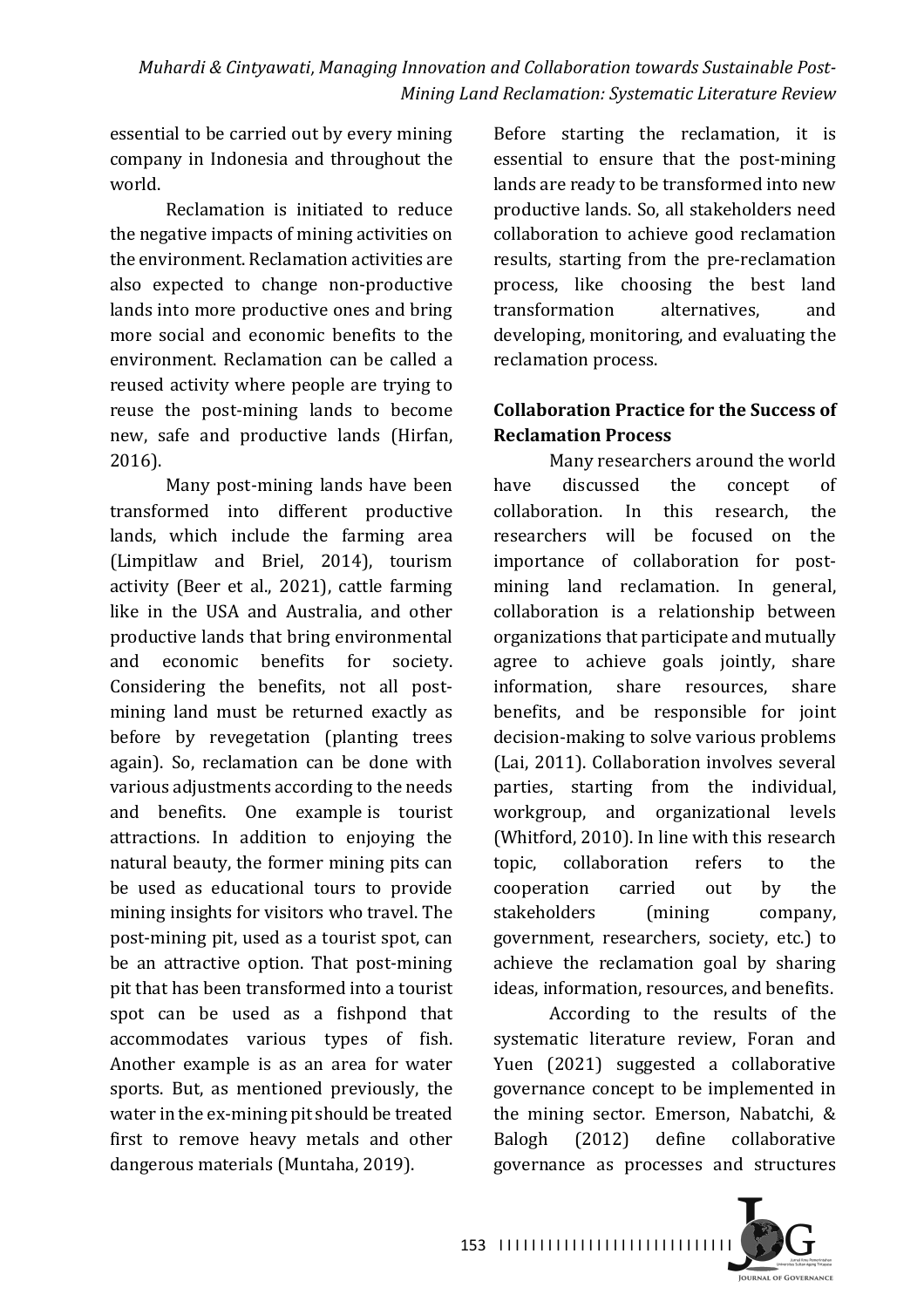essential to be carried out by every mining company in Indonesia and throughout the world.

Reclamation is initiated to reduce the negative impacts of mining activities on the environment. Reclamation activities are also expected to change non-productive lands into more productive ones and bring more social and economic benefits to the environment. Reclamation can be called a reused activity where people are trying to reuse the post-mining lands to become new, safe and productive lands (Hirfan, 2016).

Many post-mining lands have been transformed into different productive lands, which include the farming area (Limpitlaw and Briel, 2014), tourism activity (Beer et al., 2021), cattle farming like in the USA and Australia, and other productive lands that bring environmental and economic benefits for society. Considering the benefits, not all post-mining land must be returned exactly as before by revegetation (planting trees again). So, reclamation can be done with various adjustments according to the needs and benefits. One example is tourist attractions. In addition to enjoying the natural beauty, the former mining pits can be used as educational tours to provide mining insights for visitors who travel. The post-mining pit, used as a tourist spot, can be an attractive option. That post-mining pit that has been transformed into a tourist spot can be used as a fishpond that accommodates various types of fish. Another example is as an area for water sports. But, as mentioned previously, the water in the ex-mining pit should be treated first to remove heavy metals and other dangerous materials (Muntaha, 2019). Before starting the reclamation, it is essential to ensure that the post-mining lands are ready to be transformed into new productive lands. So, all stakeholders need collaboration to achieve good reclamation results, starting from the pre-reclamation process, like choosing the best land transformation alternatives, and developing, monitoring, and evaluating the reclamation process.

## Collaboration Practice for the Success of Reclamation Process

Many researchers around the world have discussed the concept of collaboration. In this research, the researchers will be focused on the importance of collaboration for post-mining land reclamation. In general, collaboration is a relationship between organizations that participate and mutually agree to achieve goals jointly, share information, share resources, share benefits, and be responsible for joint decision-making to solve various problems (Lai, 2011). Collaboration involves several parties, starting from the individual, workgroup, and organizational levels (Whitford, 2010). In line with this research topic, collaboration refers to the cooperation carried out by the stakeholders (mining company, government, researchers, society, etc.) to achieve the reclamation goal by sharing ideas, information, resources, and benefits.

According to the results of the systematic literature review, Foran and Yuen (2021) suggested a collaborative governance concept to be implemented in the mining sector. Emerson, Nabatchi, & Balogh (2012) define collaborative governance as processes and structures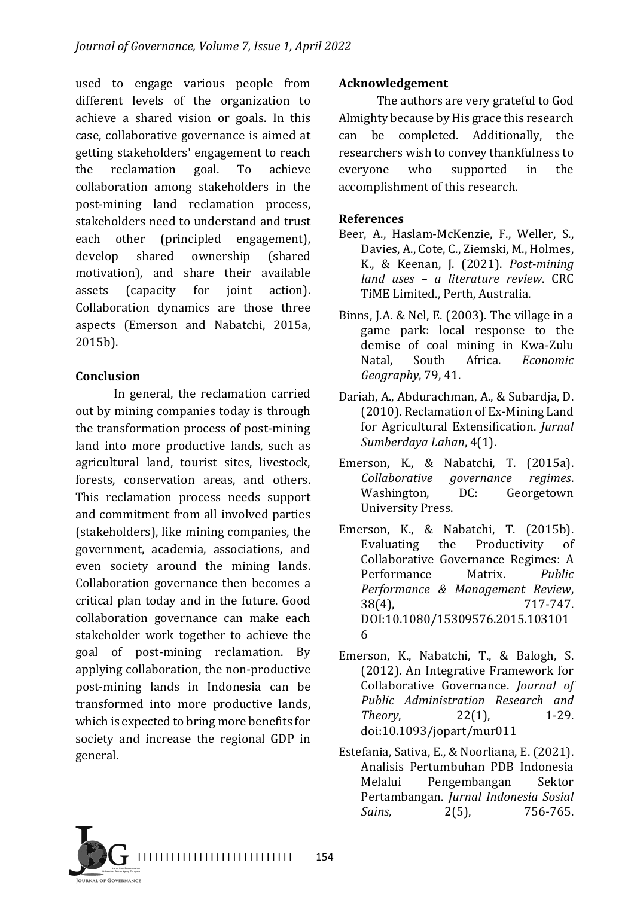used to engage various people from different levels of the organization to achieve a shared vision or goals. In this case, collaborative governance is aimed at getting stakeholders' engagement to reach the reclamation goal. To achieve collaboration among stakeholders in the post-mining land reclamation process, stakeholders need to understand and trust each other (principled engagement), develop shared ownership (shared motivation), and share their available assets (capacity for joint action). Collaboration dynamics are those three aspects (Emerson and Nabatchi, 2015a, 2015b).

## Conclusion

In general, the reclamation carried out by mining companies today is through the transformation process of post-mining land into more productive lands, such as agricultural land, tourist sites, livestock, forests, conservation areas, and others. This reclamation process needs support and commitment from all involved parties (stakeholders), like mining companies, the government, academia, associations, and even society around the mining lands. Collaboration governance then becomes a critical plan today and in the future. Good collaboration governance can make each stakeholder work together to achieve the goal of post-mining reclamation. By applying collaboration, the non-productive post-mining lands in Indonesia can be transformed into more productive lands, which is expected to bring more benefits for society and increase the regional GDP in general.

## Acknowledgement

The authors are very grateful to God Almighty because by His grace this research can be completed. Additionally, the researchers wish to convey thankfulness to everyone who supported in the accomplishment of this research.

## References

Beer, A., Haslam-McKenzie, F., Weller, S., Davies, A., Cote, C., Ziemski, M., Holmes, K., & Keenan, J. (2021). *Post-mining land uses – a literature review*. CRC TiME Limited., Perth, Australia.

Binns, J.A. & Nel, E. (2003). The village in a game park: local response to the demise of coal mining in Kwa-Zulu Natal, South Africa. *Economic Geography*, 79, 41.

Dariah, A., Abdurachman, A., & Subardja, D. (2010). Reclamation of Ex-Mining Land for Agricultural Extensification. *Jurnal Sumberdaya Lahan*, 4(1).

Emerson, K., & Nabatchi, T. (2015a). *Collaborative governance regimes*. Washington, DC: Georgetown University Press.

Emerson, K., & Nabatchi, T. (2015b). Evaluating the Productivity of Collaborative Governance Regimes: A Performance Matrix. *Public Performance & Management Review*, 38(4), 717-747. DOI:10.1080/15309576.2015.1031016

Emerson, K., Nabatchi, T., & Balogh, S. (2012). An Integrative Framework for Collaborative Governance. *Journal of Public Administration Research and Theory*, 22(1), 1-29. doi:10.1093/jopart/mur011

Estefania, Sativa, E., & Noorliana, E. (2021). Analisis Pertumbuhan PDB Indonesia Melalui Pengembangan Sektor Pertambangan. *Jurnal Indonesia Sosial Sains,* 2(5), 756-765.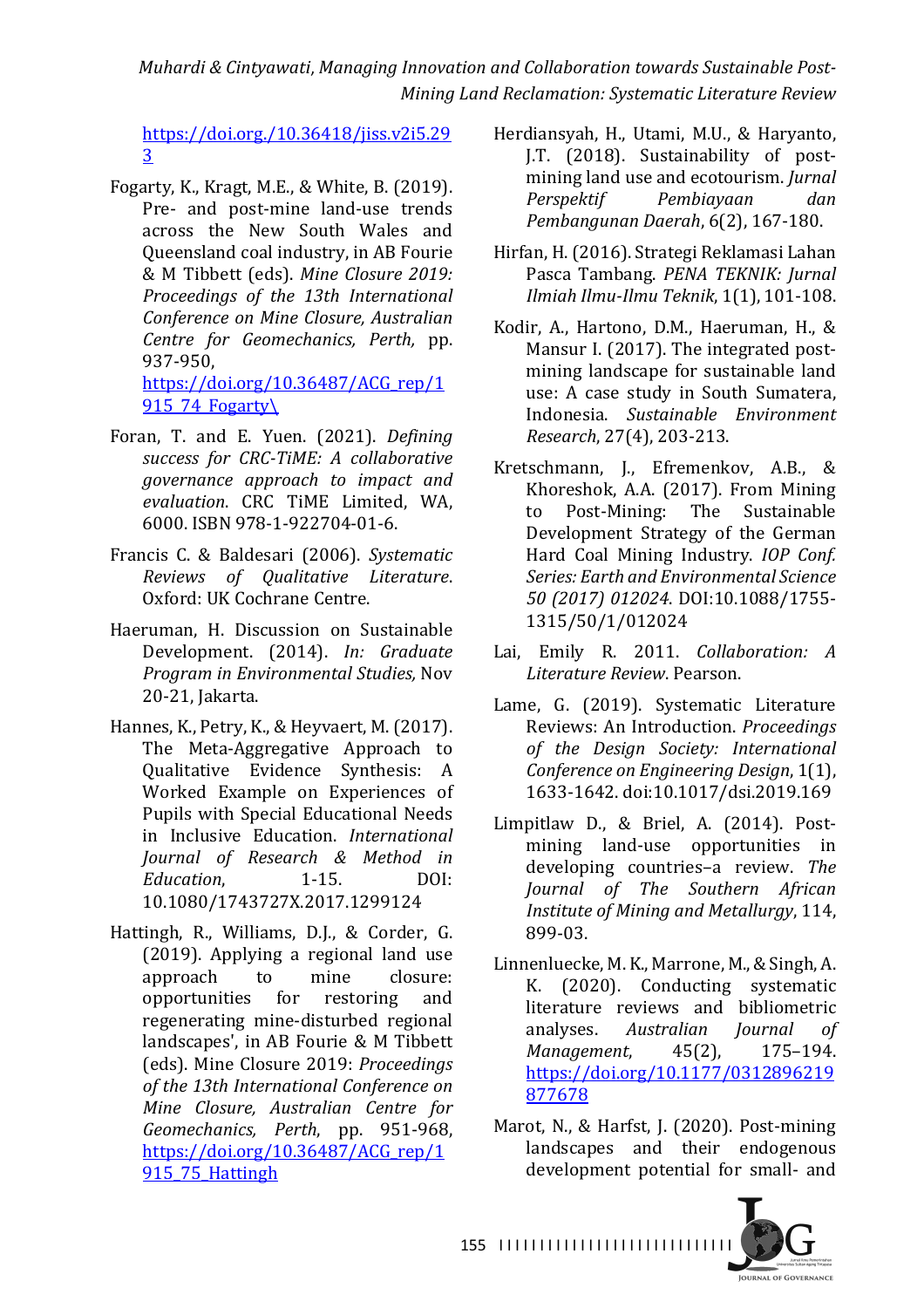https://doi.org./10.36418/jiss.v2i5.293

Fogarty, K., Kragt, M.E., & White, B. (2019). Pre- and post-mine land-use trends across the New South Wales and Queensland coal industry, in AB Fourie & M Tibbett (eds). *Mine Closure 2019: Proceedings of the 13th International Conference on Mine Closure, Australian Centre for Geomechanics, Perth,* pp. 937-950, https://doi.org/10.36487/ACG_rep/1915_74_Fogarty\

Foran, T. and E. Yuen. (2021). *Defining success for CRC-TiME: A collaborative governance approach to impact and evaluation*. CRC TiME Limited, WA, 6000. ISBN 978-1-922704-01-6.

Francis C. & Baldesari (2006). *Systematic Reviews of Qualitative Literature*. Oxford: UK Cochrane Centre.

Haeruman, H. Discussion on Sustainable Development. (2014). *In: Graduate Program in Environmental Studies,* Nov 20-21, Jakarta.

Hannes, K., Petry, K., & Heyvaert, M. (2017). The Meta-Aggregative Approach to Qualitative Evidence Synthesis: A Worked Example on Experiences of Pupils with Special Educational Needs in Inclusive Education. *International Journal of Research & Method in Education*, 1-15. DOI: 10.1080/1743727X.2017.1299124

Hattingh, R., Williams, D.J., & Corder, G. (2019). Applying a regional land use approach to mine closure: opportunities for restoring and regenerating mine-disturbed regional landscapes', in AB Fourie & M Tibbett (eds). Mine Closure 2019: *Proceedings of the 13th International Conference on Mine Closure, Australian Centre for Geomechanics, Perth*, pp. 951-968, https://doi.org/10.36487/ACG_rep/1915_75_Hattingh

Herdiansyah, H., Utami, M.U., & Haryanto, J.T. (2018). Sustainability of post-mining land use and ecotourism. *Jurnal Perspektif Pembiayaan dan Pembangunan Daerah*, 6(2), 167-180.

Hirfan, H. (2016). Strategi Reklamasi Lahan Pasca Tambang. *PENA TEKNIK: Jurnal Ilmiah Ilmu-Ilmu Teknik*, 1(1), 101-108.

Kodir, A., Hartono, D.M., Haeruman, H., & Mansur I. (2017). The integrated post-mining landscape for sustainable land use: A case study in South Sumatera, Indonesia. *Sustainable Environment Research*, 27(4), 203-213.

Kretschmann, J., Efremenkov, A.B., & Khoreshok, A.A. (2017). From Mining to Post-Mining: The Sustainable Development Strategy of the German Hard Coal Mining Industry. *IOP Conf. Series: Earth and Environmental Science 50 (2017) 012024*. DOI:10.1088/1755-1315/50/1/012024

Lai, Emily R. 2011. *Collaboration: A Literature Review*. Pearson.

Lame, G. (2019). Systematic Literature Reviews: An Introduction. *Proceedings of the Design Society: International Conference on Engineering Design*, 1(1), 1633-1642. doi:10.1017/dsi.2019.169

Limpitlaw D., & Briel, A. (2014). Post-mining land-use opportunities in developing countries–a review. *The Journal of The Southern African Institute of Mining and Metallurgy*, 114, 899-03.

Linnenluecke, M. K., Marrone, M., & Singh, A. K. (2020). Conducting systematic literature reviews and bibliometric analyses. *Australian Journal of Management*, 45(2), 175–194. https://doi.org/10.1177/0312896219877678

Marot, N., & Harfst, J. (2020). Post-mining landscapes and their endogenous development potential for small- and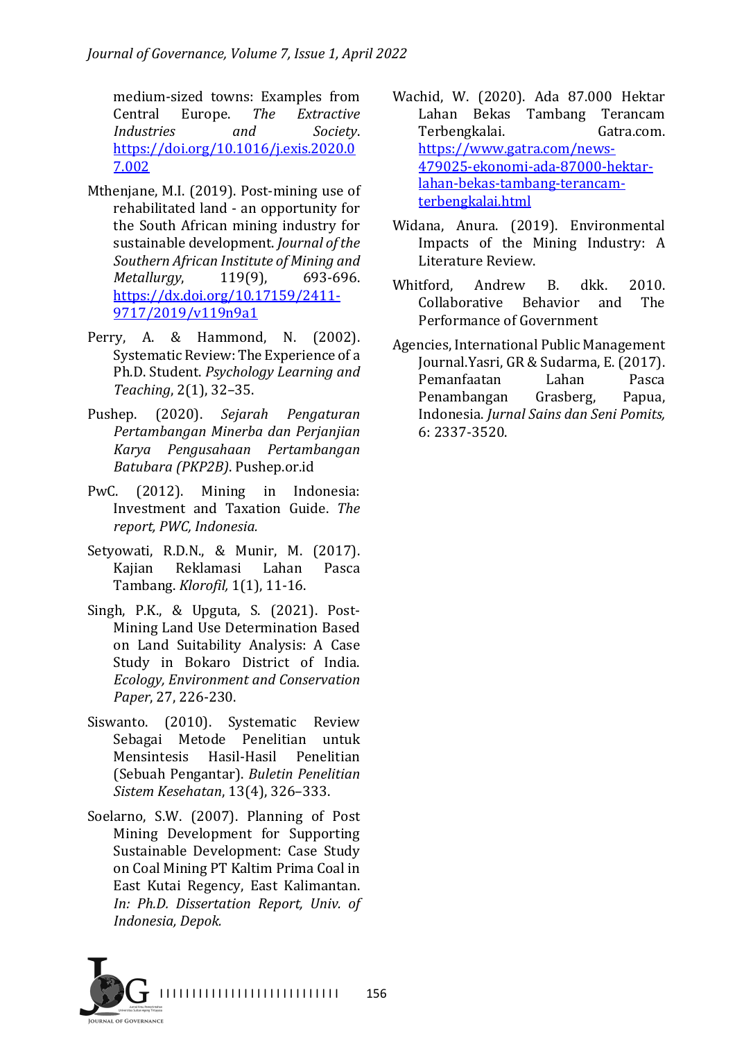medium-sized towns: Examples from Central Europe. *The Extractive Industries and Society*. https://doi.org/10.1016/j.exis.2020.07.002

Mthenjane, M.I. (2019). Post-mining use of rehabilitated land - an opportunity for the South African mining industry for sustainable development. *Journal of the Southern African Institute of Mining and Metallurgy*, 119(9), 693-696. https://dx.doi.org/10.17159/2411-9717/2019/v119n9a1

Perry, A. & Hammond, N. (2002). Systematic Review: The Experience of a Ph.D. Student. *Psychology Learning and Teaching*, 2(1), 32–35.

Pushep. (2020). *Sejarah Pengaturan Pertambangan Minerba dan Perjanjian Karya Pengusahaan Pertambangan Batubara (PKP2B)*. Pushep.or.id

PwC. (2012). Mining in Indonesia: Investment and Taxation Guide. *The report, PWC, Indonesia.*

Setyowati, R.D.N., & Munir, M. (2017). Kajian Reklamasi Lahan Pasca Tambang. *Klorofil,* 1(1), 11-16.

Singh, P.K., & Upguta, S. (2021). Post-Mining Land Use Determination Based on Land Suitability Analysis: A Case Study in Bokaro District of India. *Ecology, Environment and Conservation Paper*, 27, 226-230.

Siswanto. (2010). Systematic Review Sebagai Metode Penelitian untuk Mensintesis Hasil-Hasil Penelitian (Sebuah Pengantar). *Buletin Penelitian Sistem Kesehatan*, 13(4), 326–333.

Soelarno, S.W. (2007). Planning of Post Mining Development for Supporting Sustainable Development: Case Study on Coal Mining PT Kaltim Prima Coal in East Kutai Regency, East Kalimantan. *In: Ph.D. Dissertation Report, Univ. of Indonesia, Depok.*

Wachid, W. (2020). Ada 87.000 Hektar Lahan Bekas Tambang Terancam Terbengkalai. Gatra.com. https://www.gatra.com/news-479025-ekonomi-ada-87000-hektar-lahan-bekas-tambang-terancam-terbengkalai.html

Widana, Anura. (2019). Environmental Impacts of the Mining Industry: A Literature Review.

Whitford, Andrew B. dkk. 2010. Collaborative Behavior and The Performance of Government

Agencies, International Public Management Journal.Yasri, GR & Sudarma, E. (2017). Pemanfaatan Lahan Pasca Penambangan Grasberg, Papua, Indonesia. *Jurnal Sains dan Seni Pomits,* 6: 2337-3520.